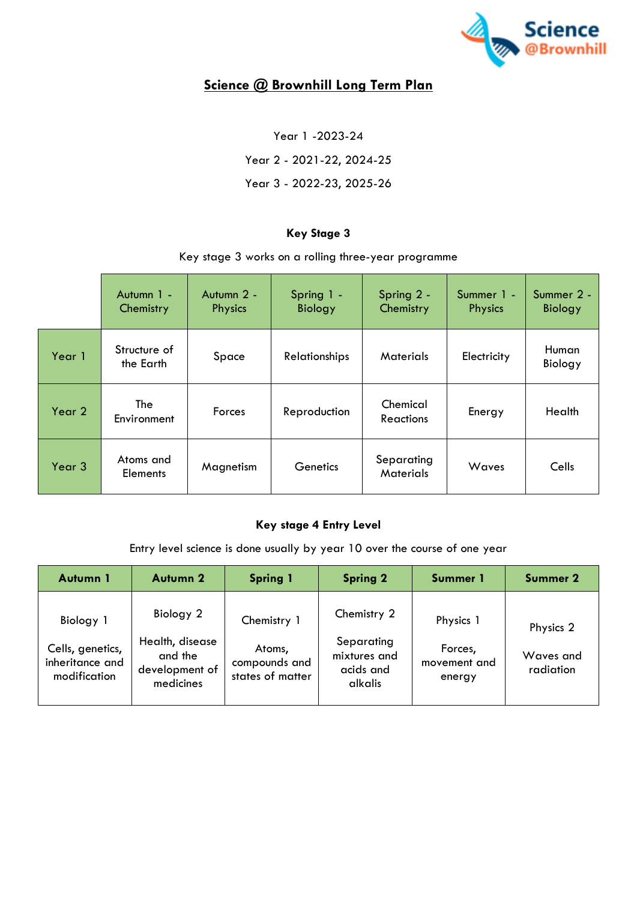# Science @ Brownhill Long Term Plan

Year 1 -2023-24

Year 2 - 2021-22, 2024-25

Year 3 - 2022-23, 2025-26

## Key Stage 3

Key stage 3 works on a rolling three-year programme

| | Autumn 1 - Chemistry | Autumn 2 - Physics | Spring 1 - Biology | Spring 2 - Chemistry | Summer 1 - Physics | Summer 2 - Biology |
|---|---|---|---|---|---|---|
| Year 1 | Structure of the Earth | Space | Relationships | Materials | Electricity | Human Biology |
| Year 2 | The Environment | Forces | Reproduction | Chemical Reactions | Energy | Health |
| Year 3 | Atoms and Elements | Magnetism | Genetics | Separating Materials | Waves | Cells |

## Key stage 4 Entry Level

Entry level science is done usually by year 10 over the course of one year

| Autumn 1 | Autumn 2 | Spring 1 | Spring 2 | Summer 1 | Summer 2 |
|---|---|---|---|---|---|
| Biology 1<br><br>Cells, genetics, inheritance and modification | Biology 2<br><br>Health, disease and the development of medicines | Chemistry 1<br><br>Atoms, compounds and states of matter | Chemistry 2<br><br>Separating mixtures and acids and alkalis | Physics 1<br><br>Forces, movement and energy | Physics 2<br><br>Waves and radiation |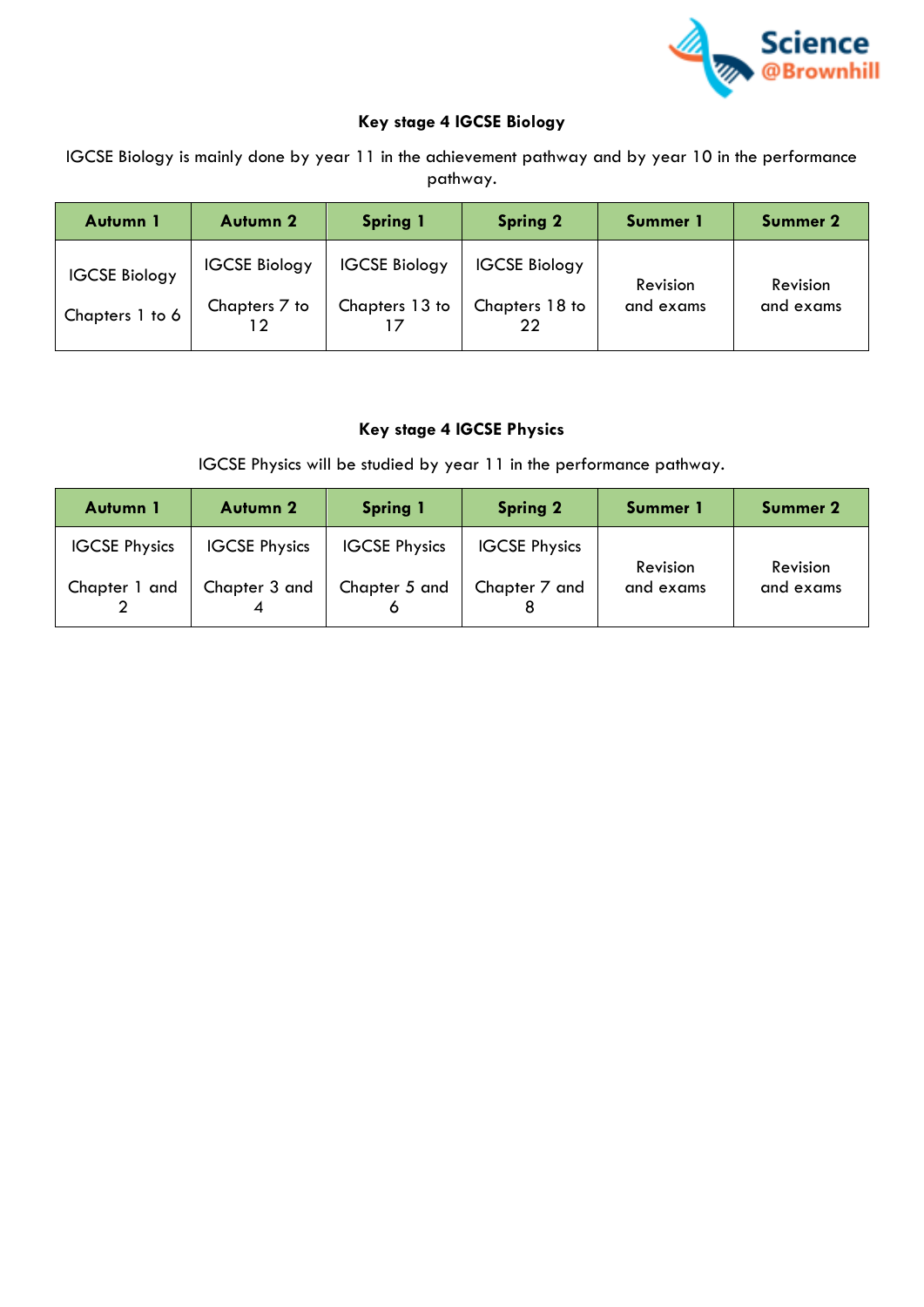## Key stage 4 IGCSE Biology

IGCSE Biology is mainly done by year 11 in the achievement pathway and by year 10 in the performance pathway.

| Autumn 1 | Autumn 2 | Spring 1 | Spring 2 | Summer 1 | Summer 2 |
|---|---|---|---|---|---|
| IGCSE Biology<br><br>Chapters 1 to 6 | IGCSE Biology<br><br>Chapters 7 to 12 | IGCSE Biology<br><br>Chapters 13 to 17 | IGCSE Biology<br><br>Chapters 18 to 22 | Revision and exams | Revision and exams |

## Key stage 4 IGCSE Physics

IGCSE Physics will be studied by year 11 in the performance pathway.

| Autumn 1 | Autumn 2 | Spring 1 | Spring 2 | Summer 1 | Summer 2 |
|---|---|---|---|---|---|
| IGCSE Physics<br><br>Chapter 1 and 2 | IGCSE Physics<br><br>Chapter 3 and 4 | IGCSE Physics<br><br>Chapter 5 and 6 | IGCSE Physics<br><br>Chapter 7 and 8 | Revision and exams | Revision and exams |